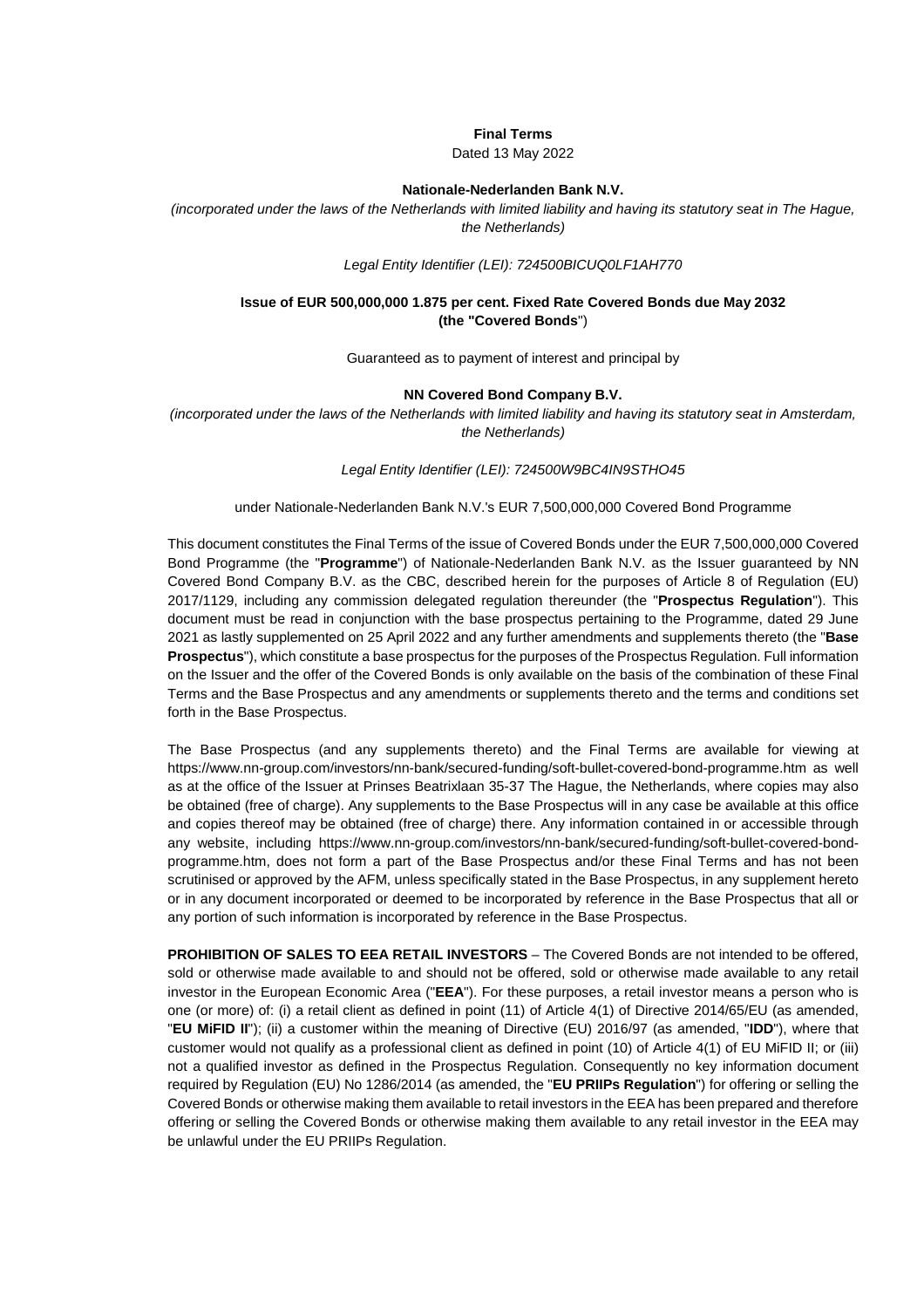**Final Terms**

Dated 13 May 2022

**Nationale-Nederlanden Bank N.V.**

*(incorporated under the laws of the Netherlands with limited liability and having its statutory seat in The Hague, the Netherlands)*

*Legal Entity Identifier (LEI): 724500BICUQ0LF1AH770*

**Issue of EUR 500,000,000 1.875 per cent. Fixed Rate Covered Bonds due May 2032 (the "Covered Bonds")**

Guaranteed as to payment of interest and principal by

**NN Covered Bond Company B.V.**

*(incorporated under the laws of the Netherlands with limited liability and having its statutory seat in Amsterdam, the Netherlands)*

*Legal Entity Identifier (LEI): 724500W9BC4IN9STHO45*

under Nationale-Nederlanden Bank N.V.'s EUR 7,500,000,000 Covered Bond Programme

This document constitutes the Final Terms of the issue of Covered Bonds under the EUR 7,500,000,000 Covered Bond Programme (the "**Programme**") of Nationale-Nederlanden Bank N.V. as the Issuer guaranteed by NN Covered Bond Company B.V. as the CBC, described herein for the purposes of Article 8 of Regulation (EU) 2017/1129, including any commission delegated regulation thereunder (the "**Prospectus Regulation**"). This document must be read in conjunction with the base prospectus pertaining to the Programme, dated 29 June 2021 as lastly supplemented on 25 April 2022 and any further amendments and supplements thereto (the "**Base Prospectus**"), which constitute a base prospectus for the purposes of the Prospectus Regulation. Full information on the Issuer and the offer of the Covered Bonds is only available on the basis of the combination of these Final Terms and the Base Prospectus and any amendments or supplements thereto and the terms and conditions set forth in the Base Prospectus.

The Base Prospectus (and any supplements thereto) and the Final Terms are available for viewing at https://www.nn-group.com/investors/nn-bank/secured-funding/soft-bullet-covered-bond-programme.htm as well as at the office of the Issuer at Prinses Beatrixlaan 35-37 The Hague, the Netherlands, where copies may also be obtained (free of charge). Any supplements to the Base Prospectus will in any case be available at this office and copies thereof may be obtained (free of charge) there. Any information contained in or accessible through any website, including https://www.nn-group.com/investors/nn-bank/secured-funding/soft-bullet-covered-bond-programme.htm, does not form a part of the Base Prospectus and/or these Final Terms and has not been scrutinised or approved by the AFM, unless specifically stated in the Base Prospectus, in any supplement hereto or in any document incorporated or deemed to be incorporated by reference in the Base Prospectus that all or any portion of such information is incorporated by reference in the Base Prospectus.

**PROHIBITION OF SALES TO EEA RETAIL INVESTORS** – The Covered Bonds are not intended to be offered, sold or otherwise made available to and should not be offered, sold or otherwise made available to any retail investor in the European Economic Area ("**EEA**"). For these purposes, a retail investor means a person who is one (or more) of: (i) a retail client as defined in point (11) of Article 4(1) of Directive 2014/65/EU (as amended, "**EU MiFID II**"); (ii) a customer within the meaning of Directive (EU) 2016/97 (as amended, "**IDD**"), where that customer would not qualify as a professional client as defined in point (10) of Article 4(1) of EU MiFID II; or (iii) not a qualified investor as defined in the Prospectus Regulation. Consequently no key information document required by Regulation (EU) No 1286/2014 (as amended, the "**EU PRIIPs Regulation**") for offering or selling the Covered Bonds or otherwise making them available to retail investors in the EEA has been prepared and therefore offering or selling the Covered Bonds or otherwise making them available to any retail investor in the EEA may be unlawful under the EU PRIIPs Regulation.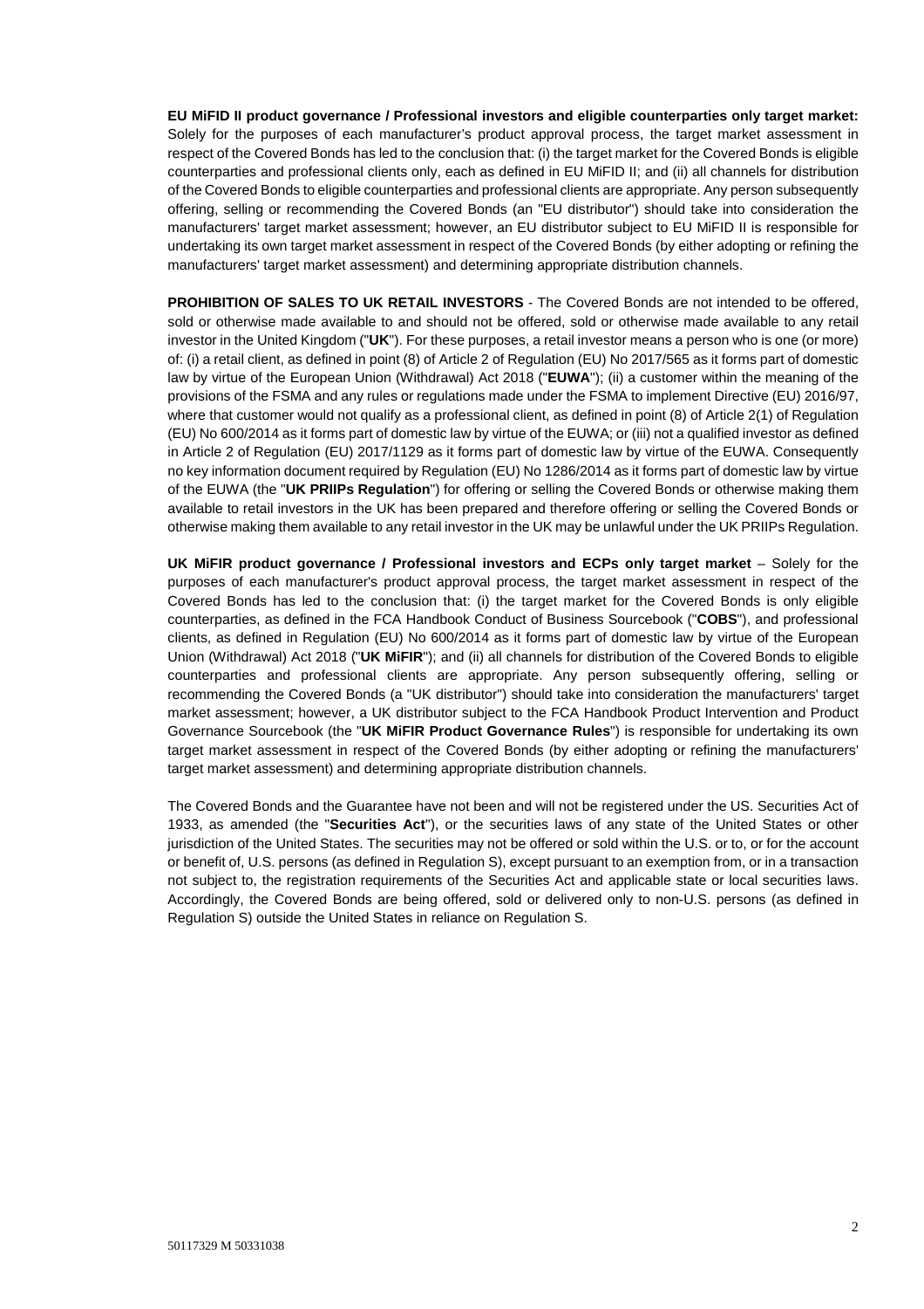**EU MiFID II product governance / Professional investors and eligible counterparties only target market:** Solely for the purposes of each manufacturer's product approval process, the target market assessment in respect of the Covered Bonds has led to the conclusion that: (i) the target market for the Covered Bonds is eligible counterparties and professional clients only, each as defined in EU MiFID II; and (ii) all channels for distribution of the Covered Bonds to eligible counterparties and professional clients are appropriate. Any person subsequently offering, selling or recommending the Covered Bonds (an "EU distributor") should take into consideration the manufacturers' target market assessment; however, an EU distributor subject to EU MiFID II is responsible for undertaking its own target market assessment in respect of the Covered Bonds (by either adopting or refining the manufacturers' target market assessment) and determining appropriate distribution channels.

**PROHIBITION OF SALES TO UK RETAIL INVESTORS** - The Covered Bonds are not intended to be offered, sold or otherwise made available to and should not be offered, sold or otherwise made available to any retail investor in the United Kingdom ("**UK**"). For these purposes, a retail investor means a person who is one (or more) of: (i) a retail client, as defined in point (8) of Article 2 of Regulation (EU) No 2017/565 as it forms part of domestic law by virtue of the European Union (Withdrawal) Act 2018 ("**EUWA**"); (ii) a customer within the meaning of the provisions of the FSMA and any rules or regulations made under the FSMA to implement Directive (EU) 2016/97, where that customer would not qualify as a professional client, as defined in point (8) of Article 2(1) of Regulation (EU) No 600/2014 as it forms part of domestic law by virtue of the EUWA; or (iii) not a qualified investor as defined in Article 2 of Regulation (EU) 2017/1129 as it forms part of domestic law by virtue of the EUWA. Consequently no key information document required by Regulation (EU) No 1286/2014 as it forms part of domestic law by virtue of the EUWA (the "**UK PRIIPs Regulation**") for offering or selling the Covered Bonds or otherwise making them available to retail investors in the UK has been prepared and therefore offering or selling the Covered Bonds or otherwise making them available to any retail investor in the UK may be unlawful under the UK PRIIPs Regulation.

**UK MiFIR product governance / Professional investors and ECPs only target market** – Solely for the purposes of each manufacturer's product approval process, the target market assessment in respect of the Covered Bonds has led to the conclusion that: (i) the target market for the Covered Bonds is only eligible counterparties, as defined in the FCA Handbook Conduct of Business Sourcebook ("**COBS**"), and professional clients, as defined in Regulation (EU) No 600/2014 as it forms part of domestic law by virtue of the European Union (Withdrawal) Act 2018 ("**UK MiFIR**"); and (ii) all channels for distribution of the Covered Bonds to eligible counterparties and professional clients are appropriate. Any person subsequently offering, selling or recommending the Covered Bonds (a "UK distributor") should take into consideration the manufacturers' target market assessment; however, a UK distributor subject to the FCA Handbook Product Intervention and Product Governance Sourcebook (the "**UK MiFIR Product Governance Rules**") is responsible for undertaking its own target market assessment in respect of the Covered Bonds (by either adopting or refining the manufacturers' target market assessment) and determining appropriate distribution channels.

The Covered Bonds and the Guarantee have not been and will not be registered under the US. Securities Act of 1933, as amended (the "**Securities Act**"), or the securities laws of any state of the United States or other jurisdiction of the United States. The securities may not be offered or sold within the U.S. or to, or for the account or benefit of, U.S. persons (as defined in Regulation S), except pursuant to an exemption from, or in a transaction not subject to, the registration requirements of the Securities Act and applicable state or local securities laws. Accordingly, the Covered Bonds are being offered, sold or delivered only to non-U.S. persons (as defined in Regulation S) outside the United States in reliance on Regulation S.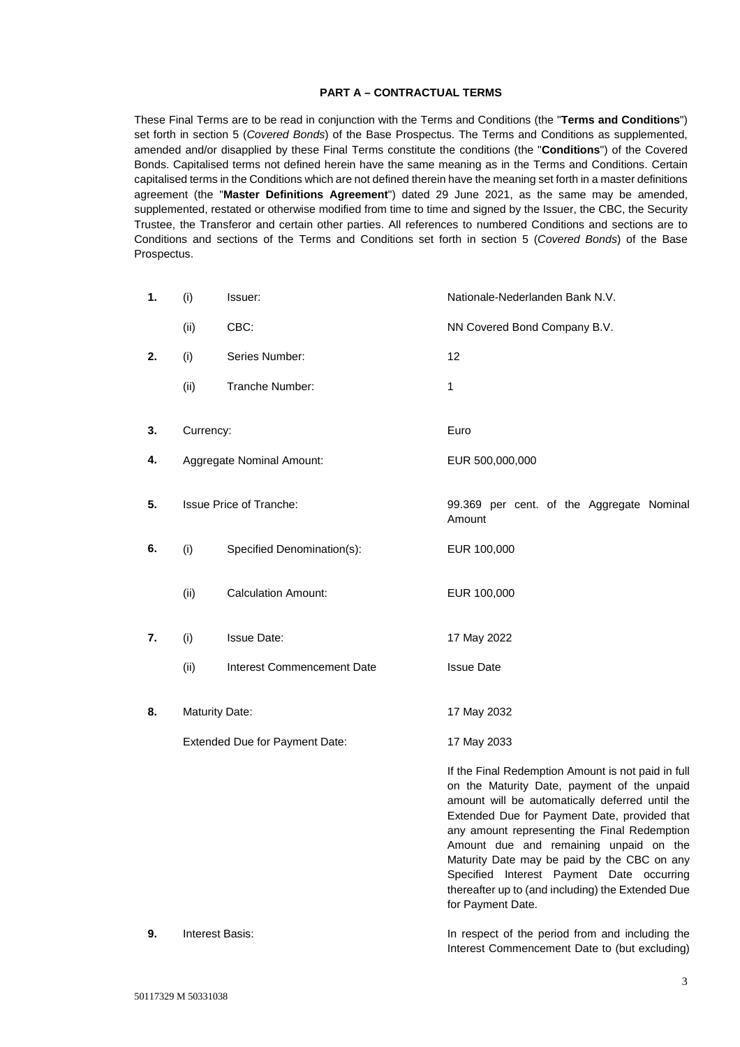## PART A – CONTRACTUAL TERMS

These Final Terms are to be read in conjunction with the Terms and Conditions (the "**Terms and Conditions**") set forth in section 5 (*Covered Bonds*) of the Base Prospectus. The Terms and Conditions as supplemented, amended and/or disapplied by these Final Terms constitute the conditions (the "**Conditions**") of the Covered Bonds. Capitalised terms not defined herein have the same meaning as in the Terms and Conditions. Certain capitalised terms in the Conditions which are not defined therein have the meaning set forth in a master definitions agreement (the "**Master Definitions Agreement**") dated 29 June 2021, as the same may be amended, supplemented, restated or otherwise modified from time to time and signed by the Issuer, the CBC, the Security Trustee, the Transferor and certain other parties. All references to numbered Conditions and sections are to Conditions and sections of the Terms and Conditions set forth in section 5 (*Covered Bonds*) of the Base Prospectus.

| | | | |
|---|---|---|---|
| **1.** | (i) | Issuer: | Nationale-Nederlanden Bank N.V. |
| | (ii) | CBC: | NN Covered Bond Company B.V. |
| **2.** | (i) | Series Number: | 12 |
| | (ii) | Tranche Number: | 1 |
| **3.** | Currency: | | Euro |
| **4.** | Aggregate Nominal Amount: | | EUR 500,000,000 |
| **5.** | Issue Price of Tranche: | | 99.369 per cent. of the Aggregate Nominal Amount |
| **6.** | (i) | Specified Denomination(s): | EUR 100,000 |
| | (ii) | Calculation Amount: | EUR 100,000 |
| **7.** | (i) | Issue Date: | 17 May 2022 |
| | (ii) | Interest Commencement Date | Issue Date |
| **8.** | Maturity Date: | | 17 May 2032 |
| | Extended Due for Payment Date: | | 17 May 2033<br><br>If the Final Redemption Amount is not paid in full on the Maturity Date, payment of the unpaid amount will be automatically deferred until the Extended Due for Payment Date, provided that any amount representing the Final Redemption Amount due and remaining unpaid on the Maturity Date may be paid by the CBC on any Specified Interest Payment Date occurring thereafter up to (and including) the Extended Due for Payment Date. |
| **9.** | Interest Basis: | | In respect of the period from and including the Interest Commencement Date to (but excluding) |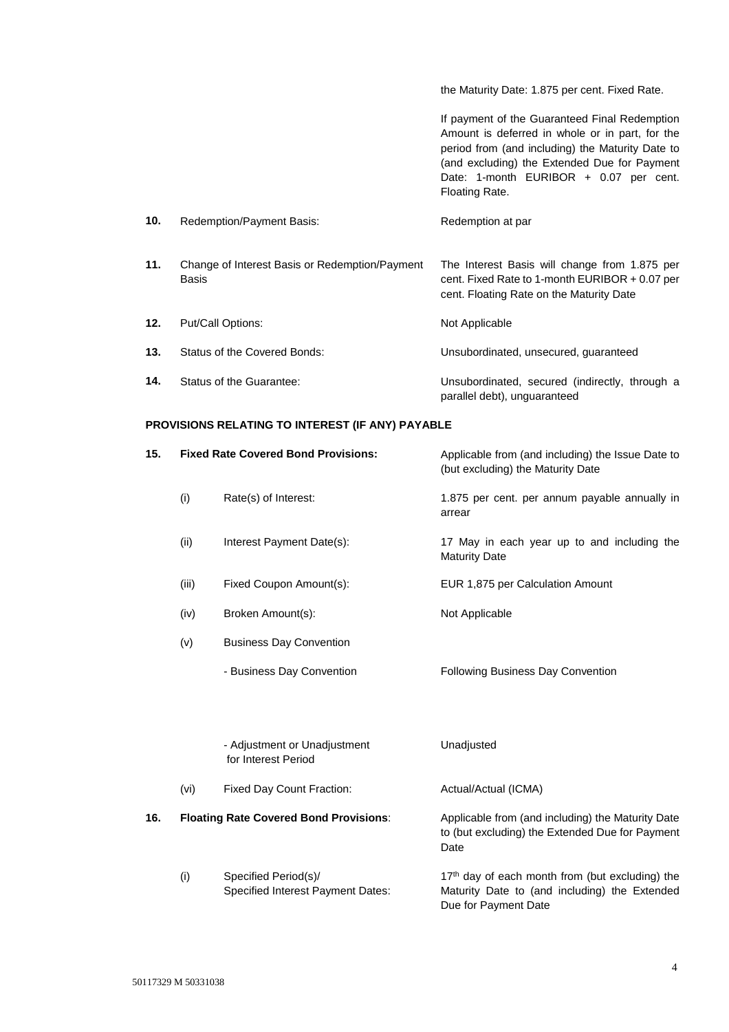| | | | |
|---|---|---|---|
| | | | the Maturity Date: 1.875 per cent. Fixed Rate.<br><br>If payment of the Guaranteed Final Redemption Amount is deferred in whole or in part, for the period from (and including) the Maturity Date to (and excluding) the Extended Due for Payment Date: 1-month EURIBOR + 0.07 per cent. Floating Rate. |
| **10.** | Redemption/Payment Basis: | | Redemption at par |
| **11.** | Change of Interest Basis or Redemption/Payment Basis | | The Interest Basis will change from 1.875 per cent. Fixed Rate to 1-month EURIBOR + 0.07 per cent. Floating Rate on the Maturity Date |
| **12.** | Put/Call Options: | | Not Applicable |
| **13.** | Status of the Covered Bonds: | | Unsubordinated, unsecured, guaranteed |
| **14.** | Status of the Guarantee: | | Unsubordinated, secured (indirectly, through a parallel debt), unguaranteed |

**PROVISIONS RELATING TO INTEREST (IF ANY) PAYABLE**

| | | | |
|---|---|---|---|
| **15.** | **Fixed Rate Covered Bond Provisions:** | | Applicable from (and including) the Issue Date to (but excluding) the Maturity Date |
| | (i) | Rate(s) of Interest: | 1.875 per cent. per annum payable annually in arrear |
| | (ii) | Interest Payment Date(s): | 17 May in each year up to and including the Maturity Date |
| | (iii) | Fixed Coupon Amount(s): | EUR 1,875 per Calculation Amount |
| | (iv) | Broken Amount(s): | Not Applicable |
| | (v) | Business Day Convention | |
| | | - Business Day Convention | Following Business Day Convention |
| | | - Adjustment or Unadjustment for Interest Period | Unadjusted |
| | (vi) | Fixed Day Count Fraction: | Actual/Actual (ICMA) |
| **16.** | **Floating Rate Covered Bond Provisions**: | | Applicable from (and including) the Maturity Date to (but excluding) the Extended Due for Payment Date |
| | (i) | Specified Period(s)/ Specified Interest Payment Dates: | 17th day of each month from (but excluding) the Maturity Date to (and including) the Extended Due for Payment Date |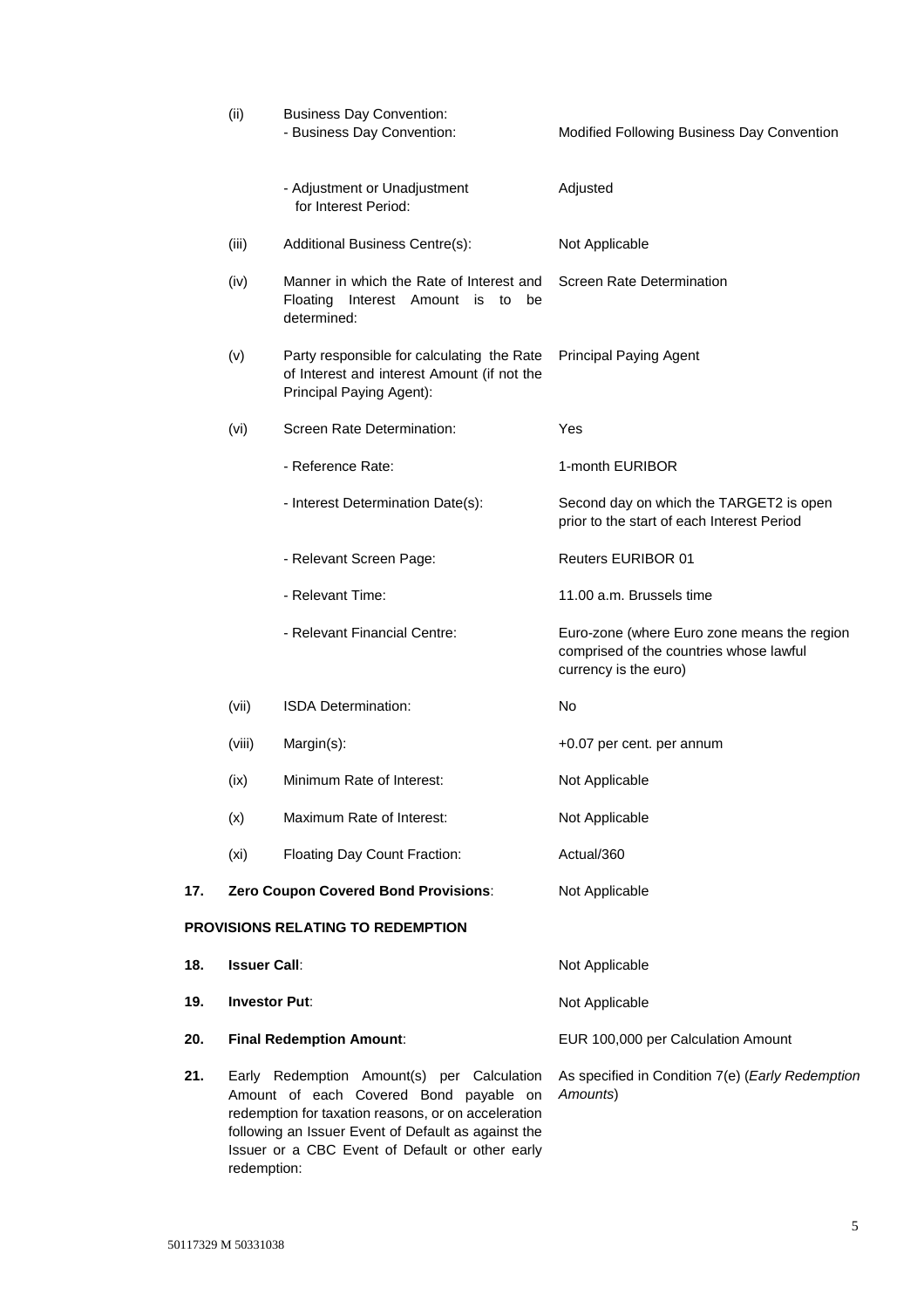| | | | |
|---|---|---|---|
| | (ii) | Business Day Convention:<br>- Business Day Convention: | Modified Following Business Day Convention |
| | | - Adjustment or Unadjustment for Interest Period: | Adjusted |
| | (iii) | Additional Business Centre(s): | Not Applicable |
| | (iv) | Manner in which the Rate of Interest and Floating Interest Amount is to be determined: | Screen Rate Determination |
| | (v) | Party responsible for calculating the Rate of Interest and interest Amount (if not the Principal Paying Agent): | Principal Paying Agent |
| | (vi) | Screen Rate Determination: | Yes |
| | | - Reference Rate: | 1-month EURIBOR |
| | | - Interest Determination Date(s): | Second day on which the TARGET2 is open prior to the start of each Interest Period |
| | | - Relevant Screen Page: | Reuters EURIBOR 01 |
| | | - Relevant Time: | 11.00 a.m. Brussels time |
| | | - Relevant Financial Centre: | Euro-zone (where Euro zone means the region comprised of the countries whose lawful currency is the euro) |
| | (vii) | ISDA Determination: | No |
| | (viii) | Margin(s): | +0.07 per cent. per annum |
| | (ix) | Minimum Rate of Interest: | Not Applicable |
| | (x) | Maximum Rate of Interest: | Not Applicable |
| | (xi) | Floating Day Count Fraction: | Actual/360 |
| **17.** | **Zero Coupon Covered Bond Provisions**: | | Not Applicable |

**PROVISIONS RELATING TO REDEMPTION**

| | | |
|---|---|---|
| **18.** | **Issuer Call**: | Not Applicable |
| **19.** | **Investor Put**: | Not Applicable |
| **20.** | **Final Redemption Amount**: | EUR 100,000 per Calculation Amount |
| **21.** | Early Redemption Amount(s) per Calculation Amount of each Covered Bond payable on redemption for taxation reasons, or on acceleration following an Issuer Event of Default as against the Issuer or a CBC Event of Default or other early redemption: | As specified in Condition 7(e) (*Early Redemption Amounts*) |

50117329 M 50331038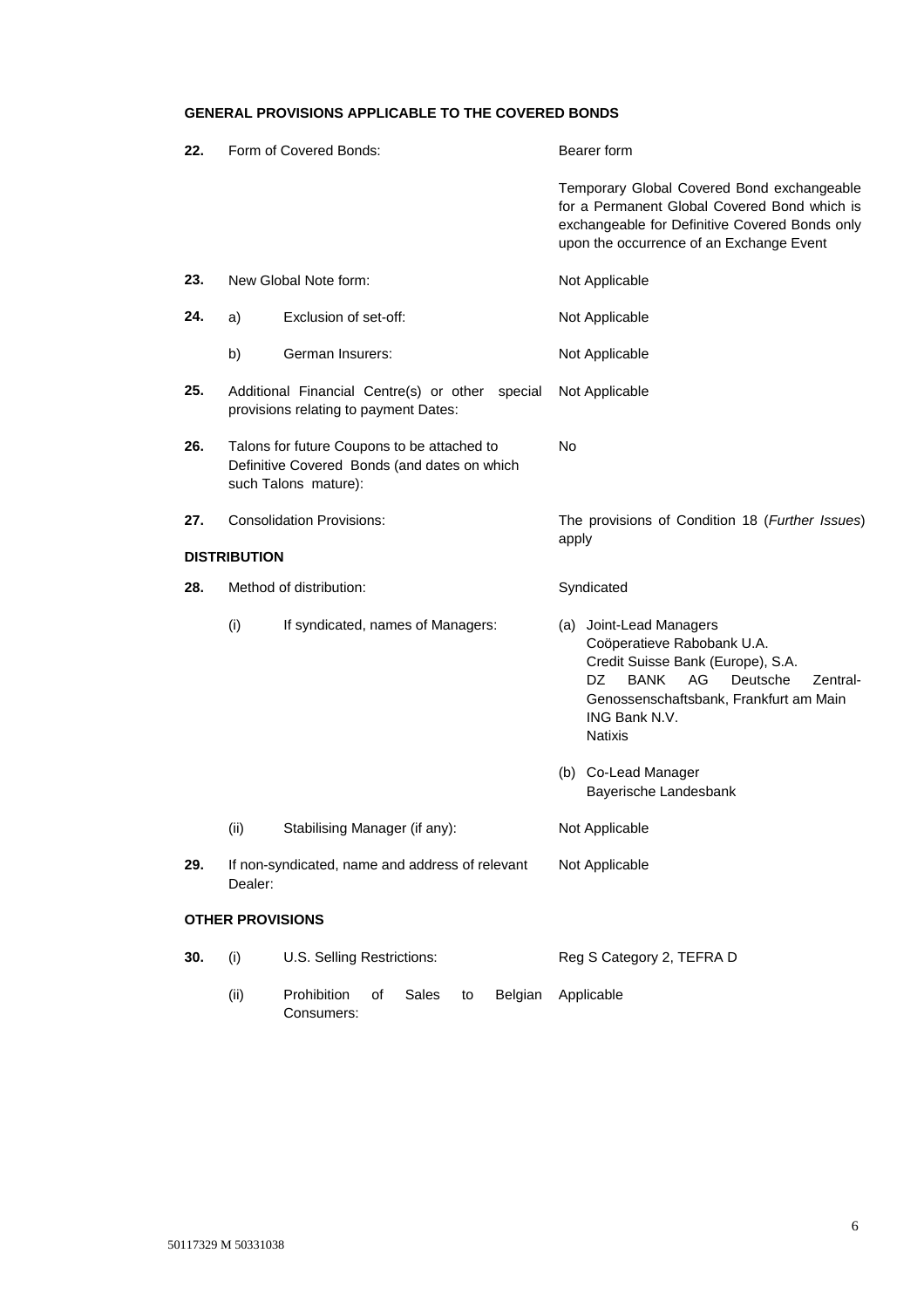**GENERAL PROVISIONS APPLICABLE TO THE COVERED BONDS**

| | | | |
|---|---|---|---|
| **22.** | Form of Covered Bonds: | | Bearer form<br><br>Temporary Global Covered Bond exchangeable for a Permanent Global Covered Bond which is exchangeable for Definitive Covered Bonds only upon the occurrence of an Exchange Event |
| **23.** | New Global Note form: | | Not Applicable |
| **24.** | a) | Exclusion of set-off: | Not Applicable |
| | b) | German Insurers: | Not Applicable |
| **25.** | Additional Financial Centre(s) or other special provisions relating to payment Dates: | | Not Applicable |
| **26.** | Talons for future Coupons to be attached to Definitive Covered Bonds (and dates on which such Talons mature): | | No |
| **27.** | Consolidation Provisions: | | The provisions of Condition 18 (*Further Issues*) apply |

**DISTRIBUTION**

| | | | |
|---|---|---|---|
| **28.** | Method of distribution: | | Syndicated |
| | (i) | If syndicated, names of Managers: | (a) Joint-Lead Managers<br>Coöperatieve Rabobank U.A.<br>Credit Suisse Bank (Europe), S.A.<br>DZ BANK AG Deutsche Zentral-Genossenschaftsbank, Frankfurt am Main<br>ING Bank N.V.<br>Natixis<br><br>(b) Co-Lead Manager<br>Bayerische Landesbank |
| | (ii) | Stabilising Manager (if any): | Not Applicable |
| **29.** | If non-syndicated, name and address of relevant Dealer: | | Not Applicable |

**OTHER PROVISIONS**

| | | | |
|---|---|---|---|
| **30.** | (i) | U.S. Selling Restrictions: | Reg S Category 2, TEFRA D |
| | (ii) | Prohibition of Sales to Belgian Consumers: | Applicable |

50117329 M 50331038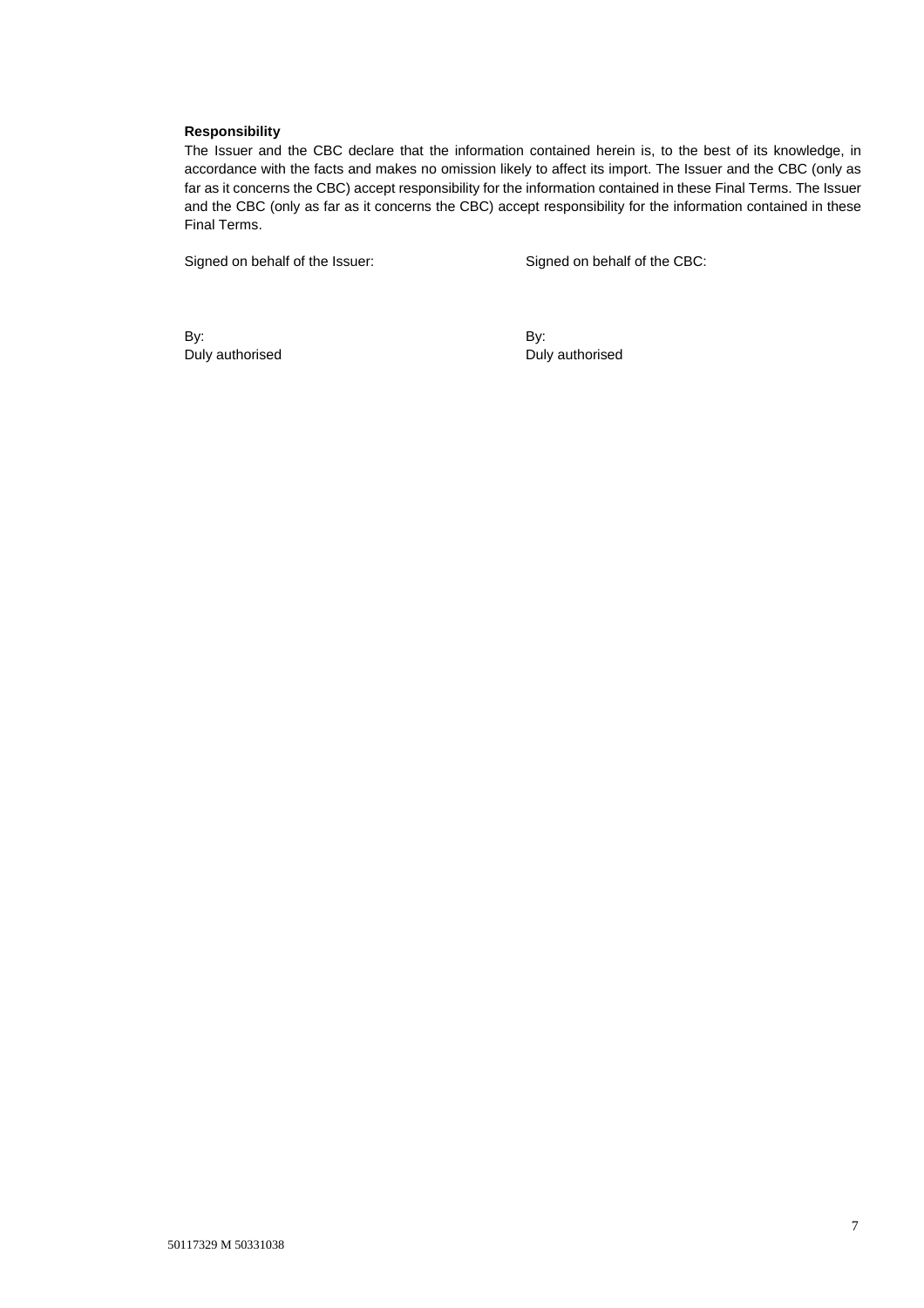**Responsibility**

The Issuer and the CBC declare that the information contained herein is, to the best of its knowledge, in accordance with the facts and makes no omission likely to affect its import. The Issuer and the CBC (only as far as it concerns the CBC) accept responsibility for the information contained in these Final Terms. The Issuer and the CBC (only as far as it concerns the CBC) accept responsibility for the information contained in these Final Terms.

Signed on behalf of the Issuer:

By:
Duly authorised

Signed on behalf of the CBC:

By:
Duly authorised

50117329 M 50331038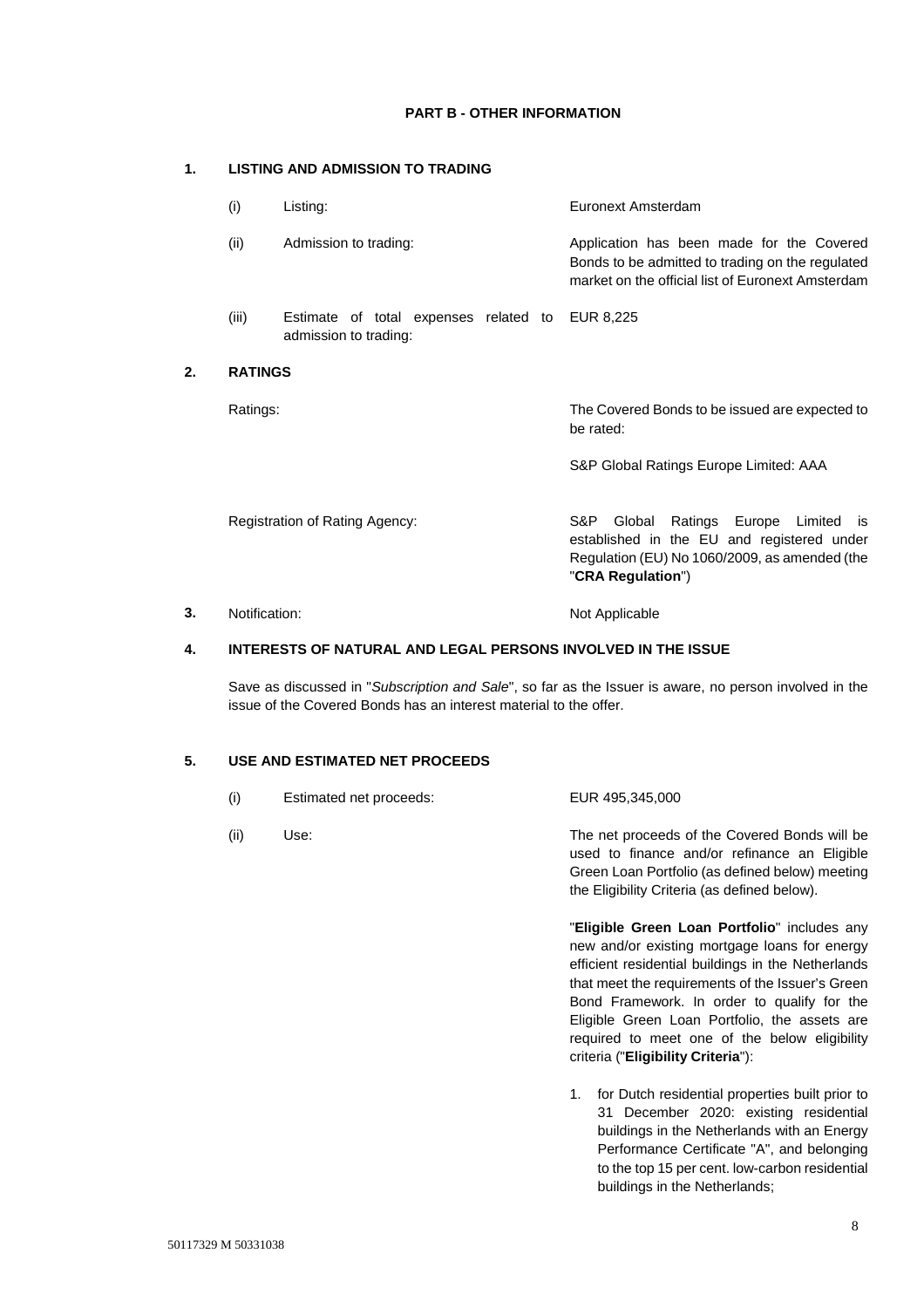## PART B - OTHER INFORMATION

### 1. LISTING AND ADMISSION TO TRADING

| | | |
|---|---|---|
| (i) | Listing: | Euronext Amsterdam |
| (ii) | Admission to trading: | Application has been made for the Covered Bonds to be admitted to trading on the regulated market on the official list of Euronext Amsterdam |
| (iii) | Estimate of total expenses related to admission to trading: | EUR 8,225 |

### 2. RATINGS

| | |
|---|---|
| Ratings: | The Covered Bonds to be issued are expected to be rated:<br><br>S&P Global Ratings Europe Limited: AAA |
| Registration of Rating Agency: | S&P Global Ratings Europe Limited is established in the EU and registered under Regulation (EU) No 1060/2009, as amended (the "**CRA Regulation**") |

### 3. Notification:

Not Applicable

### 4. INTERESTS OF NATURAL AND LEGAL PERSONS INVOLVED IN THE ISSUE

Save as discussed in "*Subscription and Sale*", so far as the Issuer is aware, no person involved in the issue of the Covered Bonds has an interest material to the offer.

### 5. USE AND ESTIMATED NET PROCEEDS

(i) Estimated net proceeds: EUR 495,345,000

(ii) Use: The net proceeds of the Covered Bonds will be used to finance and/or refinance an Eligible Green Loan Portfolio (as defined below) meeting the Eligibility Criteria (as defined below).

"**Eligible Green Loan Portfolio**" includes any new and/or existing mortgage loans for energy efficient residential buildings in the Netherlands that meet the requirements of the Issuer's Green Bond Framework. In order to qualify for the Eligible Green Loan Portfolio, the assets are required to meet one of the below eligibility criteria ("**Eligibility Criteria**"):

1. for Dutch residential properties built prior to 31 December 2020: existing residential buildings in the Netherlands with an Energy Performance Certificate "A", and belonging to the top 15 per cent. low-carbon residential buildings in the Netherlands;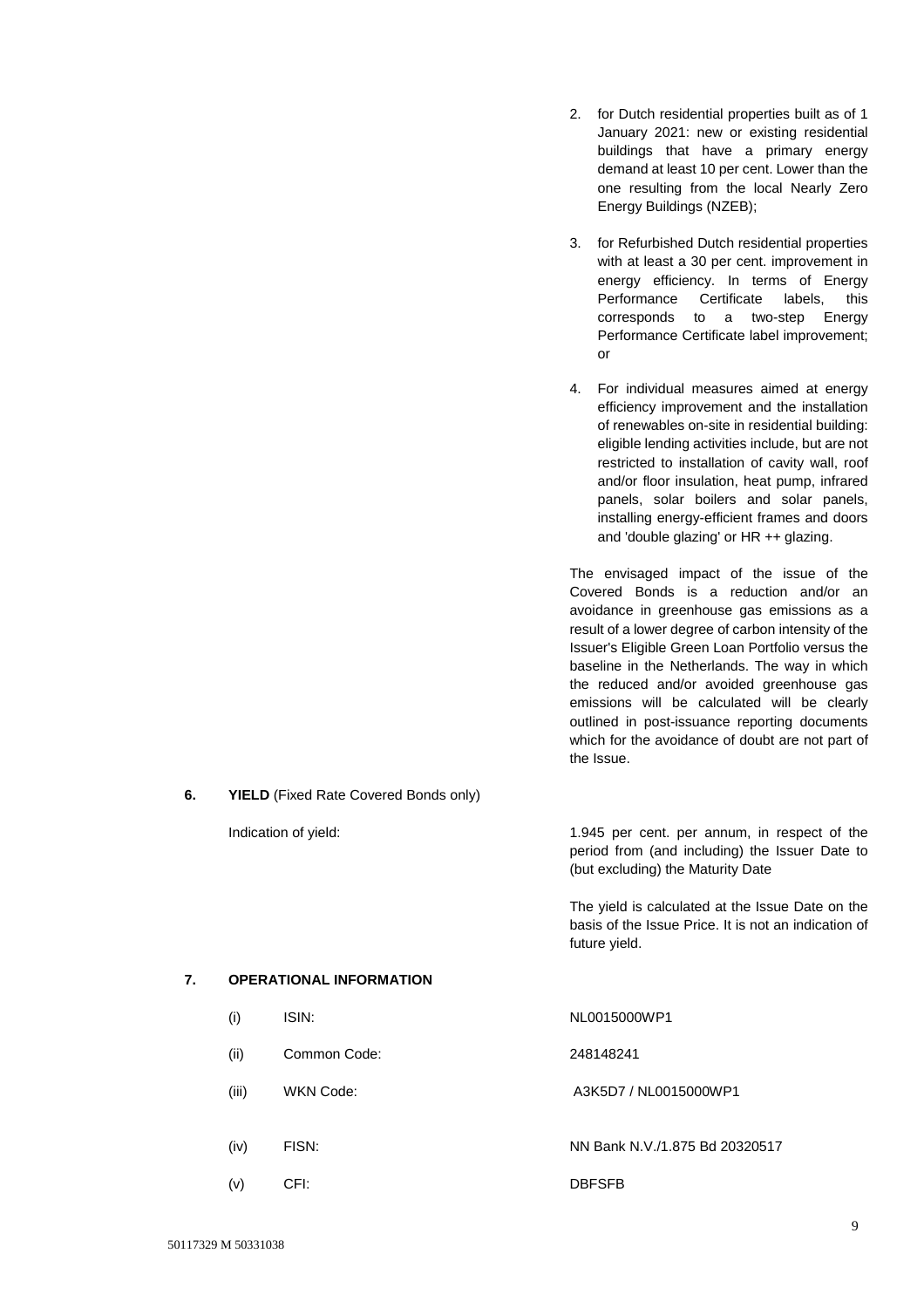2. for Dutch residential properties built as of 1 January 2021: new or existing residential buildings that have a primary energy demand at least 10 per cent. Lower than the one resulting from the local Nearly Zero Energy Buildings (NZEB);

3. for Refurbished Dutch residential properties with at least a 30 per cent. improvement in energy efficiency. In terms of Energy Performance Certificate labels, this corresponds to a two-step Energy Performance Certificate label improvement; or

4. For individual measures aimed at energy efficiency improvement and the installation of renewables on-site in residential building: eligible lending activities include, but are not restricted to installation of cavity wall, roof and/or floor insulation, heat pump, infrared panels, solar boilers and solar panels, installing energy-efficient frames and doors and 'double glazing' or HR ++ glazing.

The envisaged impact of the issue of the Covered Bonds is a reduction and/or an avoidance in greenhouse gas emissions as a result of a lower degree of carbon intensity of the Issuer's Eligible Green Loan Portfolio versus the baseline in the Netherlands. The way in which the reduced and/or avoided greenhouse gas emissions will be calculated will be clearly outlined in post-issuance reporting documents which for the avoidance of doubt are not part of the Issue.

**6. YIELD** (Fixed Rate Covered Bonds only)

| | |
|---|---|
| Indication of yield: | 1.945 per cent. per annum, in respect of the period from (and including) the Issuer Date to (but excluding) the Maturity Date<br><br>The yield is calculated at the Issue Date on the basis of the Issue Price. It is not an indication of future yield. |

**7. OPERATIONAL INFORMATION**

| | | |
|---|---|---|
| (i) | ISIN: | NL0015000WP1 |
| (ii) | Common Code: | 248148241 |
| (iii) | WKN Code: | A3K5D7 / NL0015000WP1 |
| (iv) | FISN: | NN Bank N.V./1.875 Bd 20320517 |
| (v) | CFI: | DBFSFB |

50117329 M 50331038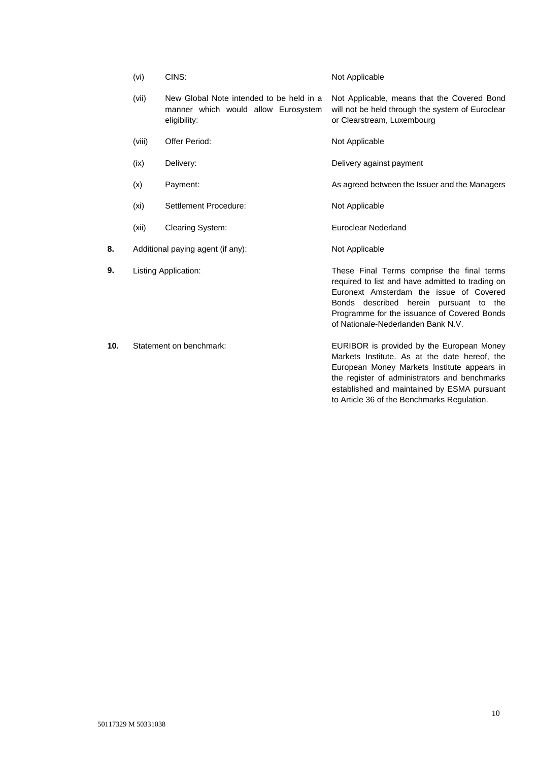| | | | |
|---|---|---|---|
| | (vi) | CINS: | Not Applicable |
| | (vii) | New Global Note intended to be held in a manner which would allow Eurosystem eligibility: | Not Applicable, means that the Covered Bond will not be held through the system of Euroclear or Clearstream, Luxembourg |
| | (viii) | Offer Period: | Not Applicable |
| | (ix) | Delivery: | Delivery against payment |
| | (x) | Payment: | As agreed between the Issuer and the Managers |
| | (xi) | Settlement Procedure: | Not Applicable |
| | (xii) | Clearing System: | Euroclear Nederland |
| **8.** | Additional paying agent (if any): | | Not Applicable |
| **9.** | Listing Application: | | These Final Terms comprise the final terms required to list and have admitted to trading on Euronext Amsterdam the issue of Covered Bonds described herein pursuant to the Programme for the issuance of Covered Bonds of Nationale-Nederlanden Bank N.V. |
| **10.** | Statement on benchmark: | | EURIBOR is provided by the European Money Markets Institute. As at the date hereof, the European Money Markets Institute appears in the register of administrators and benchmarks established and maintained by ESMA pursuant to Article 36 of the Benchmarks Regulation. |

50117329 M 50331038